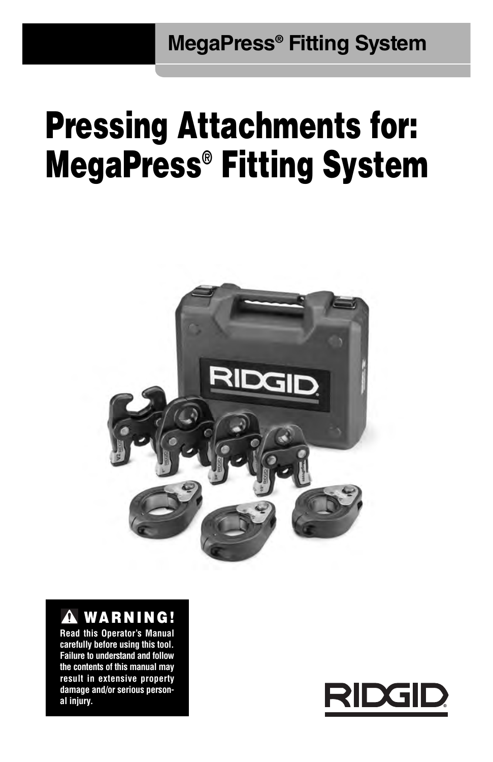MegaPress® Fitting System

# Pressing Attachments for: MegaPress® Fitting System

**⚠ WARNING!**

**Read this Operator's Manual carefully before using this tool. Failure to understand and follow the contents of this manual may result in extensive property damage and/or serious personal injury.**

RIDGID®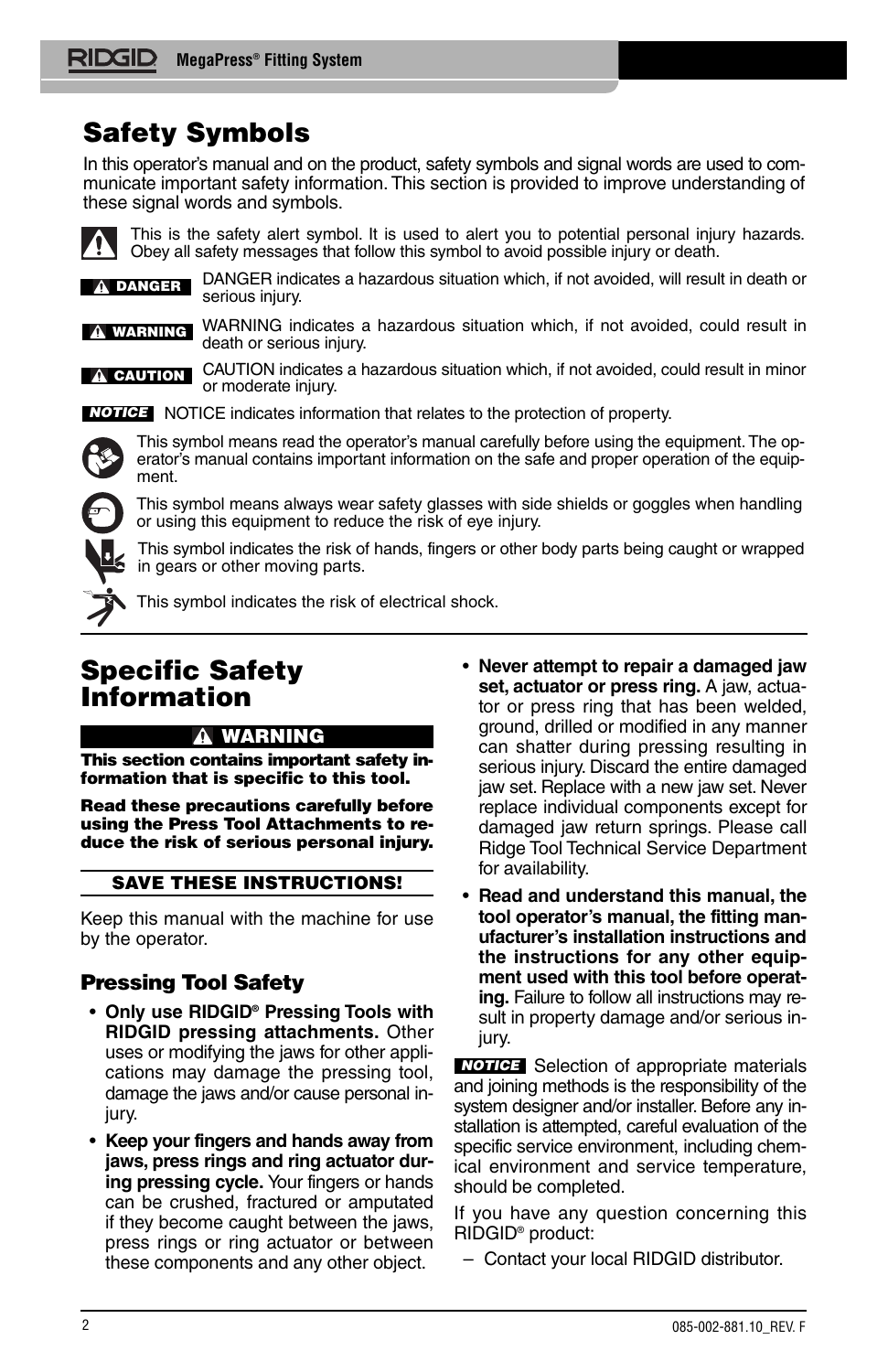# Safety Symbols

In this operator's manual and on the product, safety symbols and signal words are used to communicate important safety information. This section is provided to improve understanding of these signal words and symbols.

This is the safety alert symbol. It is used to alert you to potential personal injury hazards. Obey all safety messages that follow this symbol to avoid possible injury or death.

**DANGER** DANGER indicates a hazardous situation which, if not avoided, will result in death or serious injury.

**WARNING** WARNING indicates a hazardous situation which, if not avoided, could result in death or serious injury.

**CAUTION** CAUTION indicates a hazardous situation which, if not avoided, could result in minor or moderate injury.

**NOTICE** NOTICE indicates information that relates to the protection of property.

This symbol means read the operator's manual carefully before using the equipment. The operator's manual contains important information on the safe and proper operation of the equipment.

This symbol means always wear safety glasses with side shields or goggles when handling or using this equipment to reduce the risk of eye injury.

This symbol indicates the risk of hands, fingers or other body parts being caught or wrapped in gears or other moving parts.

This symbol indicates the risk of electrical shock.

# Specific Safety Information

**WARNING**

**This section contains important safety information that is specific to this tool.**

**Read these precautions carefully before using the Press Tool Attachments to reduce the risk of serious personal injury.**

**SAVE THESE INSTRUCTIONS!**

Keep this manual with the machine for use by the operator.

## Pressing Tool Safety

- **Only use RIDGID® Pressing Tools with RIDGID pressing attachments.** Other uses or modifying the jaws for other applications may damage the pressing tool, damage the jaws and/or cause personal injury.
- **Keep your fingers and hands away from jaws, press rings and ring actuator during pressing cycle.** Your fingers or hands can be crushed, fractured or amputated if they become caught between the jaws, press rings or ring actuator or between these components and any other object.
- **Never attempt to repair a damaged jaw set, actuator or press ring.** A jaw, actuator or press ring that has been welded, ground, drilled or modified in any manner can shatter during pressing resulting in serious injury. Discard the entire damaged jaw set. Replace with a new jaw set. Never replace individual components except for damaged jaw return springs. Please call Ridge Tool Technical Service Department for availability.
- **Read and understand this manual, the tool operator's manual, the fitting manufacturer's installation instructions and the instructions for any other equipment used with this tool before operating.** Failure to follow all instructions may result in property damage and/or serious injury.

**NOTICE** Selection of appropriate materials and joining methods is the responsibility of the system designer and/or installer. Before any installation is attempted, careful evaluation of the specific service environment, including chemical environment and service temperature, should be completed.

If you have any question concerning this RIDGID® product:

– Contact your local RIDGID distributor.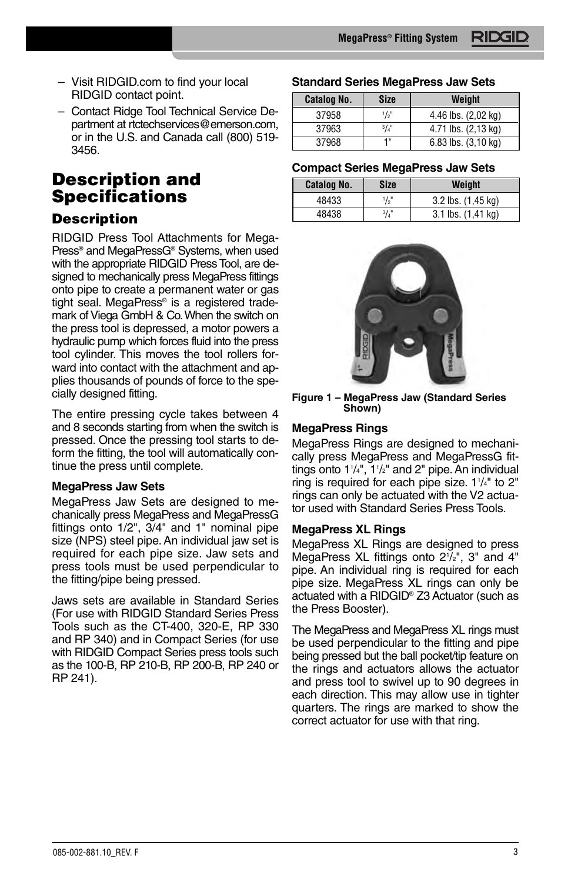– Visit RIDGID.com to find your local RIDGID contact point.

– Contact Ridge Tool Technical Service Department at rtctechservices@emerson.com, or in the U.S. and Canada call (800) 519-3456.

# Description and Specifications

## Description

RIDGID Press Tool Attachments for MegaPress® and MegaPressG® Systems, when used with the appropriate RIDGID Press Tool, are designed to mechanically press MegaPress fittings onto pipe to create a permanent water or gas tight seal. MegaPress® is a registered trademark of Viega GmbH & Co. When the switch on the press tool is depressed, a motor powers a hydraulic pump which forces fluid into the press tool cylinder. This moves the tool rollers forward into contact with the attachment and applies thousands of pounds of force to the specially designed fitting.

The entire pressing cycle takes between 4 and 8 seconds starting from when the switch is pressed. Once the pressing tool starts to deform the fitting, the tool will automatically continue the press until complete.

**MegaPress Jaw Sets**

MegaPress Jaw Sets are designed to mechanically press MegaPress and MegaPressG fittings onto 1/2", 3/4" and 1" nominal pipe size (NPS) steel pipe. An individual jaw set is required for each pipe size. Jaw sets and press tools must be used perpendicular to the fitting/pipe being pressed.

Jaws sets are available in Standard Series (For use with RIDGID Standard Series Press Tools such as the CT-400, 320-E, RP 330 and RP 340) and in Compact Series (for use with RIDGID Compact Series press tools such as the 100-B, RP 210-B, RP 200-B, RP 240 or RP 241).

**Standard Series MegaPress Jaw Sets**

| Catalog No. | Size | Weight |
|---|---|---|
| 37958 | 1/2" | 4.46 lbs. (2,02 kg) |
| 37963 | 3/4" | 4.71 lbs. (2,13 kg) |
| 37968 | 1" | 6.83 lbs. (3,10 kg) |

**Compact Series MegaPress Jaw Sets**

| Catalog No. | Size | Weight |
|---|---|---|
| 48433 | 1/2" | 3.2 lbs. (1,45 kg) |
| 48438 | 3/4" | 3.1 lbs. (1,41 kg) |

**Figure 1 – MegaPress Jaw (Standard Series Shown)**

**MegaPress Rings**

MegaPress Rings are designed to mechanically press MegaPress and MegaPressG fittings onto 1 1/4", 1 1/2" and 2" pipe. An individual ring is required for each pipe size. 1 1/4" to 2" rings can only be actuated with the V2 actuator used with Standard Series Press Tools.

**MegaPress XL Rings**

MegaPress XL Rings are designed to press MegaPress XL fittings onto 2 1/2", 3" and 4" pipe. An individual ring is required for each pipe size. MegaPress XL rings can only be actuated with a RIDGID® Z3 Actuator (such as the Press Booster).

The MegaPress and MegaPress XL rings must be used perpendicular to the fitting and pipe being pressed but the ball pocket/tip feature on the rings and actuators allows the actuator and press tool to swivel up to 90 degrees in each direction. This may allow use in tighter quarters. The rings are marked to show the correct actuator for use with that ring.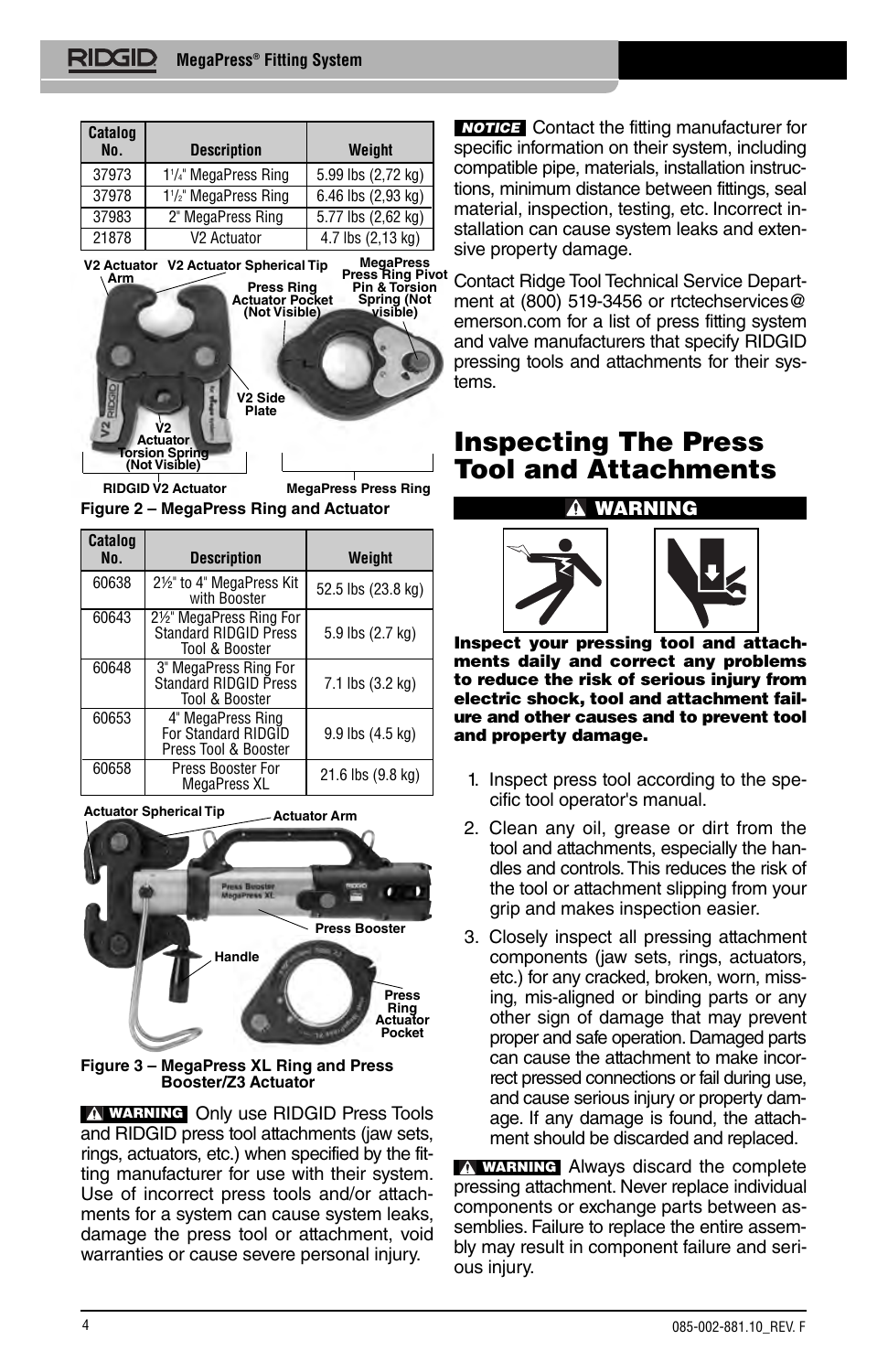| Catalog No. | Description | Weight |
|---|---|---|
| 37973 | 1¼" MegaPress Ring | 5.99 lbs (2,72 kg) |
| 37978 | 1½" MegaPress Ring | 6.46 lbs (2,93 kg) |
| 37983 | 2" MegaPress Ring | 5.77 lbs (2,62 kg) |
| 21878 | V2 Actuator | 4.7 lbs (2,13 kg) |

V2 Actuator Arm, V2 Actuator Spherical Tip, Press Ring Actuator Pocket (Not Visible), MegaPress Press Ring Pivot Pin & Torsion Spring (Not visible), V2 Side Plate, V2 Actuator Torsion Spring (Not Visible)

RIDGID V2 Actuator — MegaPress Press Ring

**Figure 2 – MegaPress Ring and Actuator**

| Catalog No. | Description | Weight |
|---|---|---|
| 60638 | 2½" to 4" MegaPress Kit with Booster | 52.5 lbs (23.8 kg) |
| 60643 | 2½" MegaPress Ring For Standard RIDGID Press Tool & Booster | 5.9 lbs (2.7 kg) |
| 60648 | 3" MegaPress Ring For Standard RIDGID Press Tool & Booster | 7.1 lbs (3.2 kg) |
| 60653 | 4" MegaPress Ring For Standard RIDGID Press Tool & Booster | 9.9 lbs (4.5 kg) |
| 60658 | Press Booster For MegaPress XL | 21.6 lbs (9.8 kg) |

Actuator Spherical Tip, Actuator Arm, Press Booster, Handle, Press Ring Actuator Pocket

**Figure 3 – MegaPress XL Ring and Press Booster/Z3 Actuator**

**⚠ WARNING** Only use RIDGID Press Tools and RIDGID press tool attachments (jaw sets, rings, actuators, etc.) when specified by the fitting manufacturer for use with their system. Use of incorrect press tools and/or attachments for a system can cause system leaks, damage the press tool or attachment, void warranties or cause severe personal injury.

**NOTICE** Contact the fitting manufacturer for specific information on their system, including compatible pipe, materials, installation instructions, minimum distance between fittings, seal material, inspection, testing, etc. Incorrect installation can cause system leaks and extensive property damage.

Contact Ridge Tool Technical Service Department at (800) 519-3456 or rtctechservices@emerson.com for a list of press fitting system and valve manufacturers that specify RIDGID pressing tools and attachments for their systems.

# Inspecting The Press Tool and Attachments

**⚠ WARNING**

**Inspect your pressing tool and attachments daily and correct any problems to reduce the risk of serious injury from electric shock, tool and attachment failure and other causes and to prevent tool and property damage.**

1. Inspect press tool according to the specific tool operator's manual.
2. Clean any oil, grease or dirt from the tool and attachments, especially the handles and controls. This reduces the risk of the tool or attachment slipping from your grip and makes inspection easier.
3. Closely inspect all pressing attachment components (jaw sets, rings, actuators, etc.) for any cracked, broken, worn, missing, mis-aligned or binding parts or any other sign of damage that may prevent proper and safe operation. Damaged parts can cause the attachment to make incorrect pressed connections or fail during use, and cause serious injury or property damage. If any damage is found, the attachment should be discarded and replaced.

**⚠ WARNING** Always discard the complete pressing attachment. Never replace individual components or exchange parts between assemblies. Failure to replace the entire assembly may result in component failure and serious injury.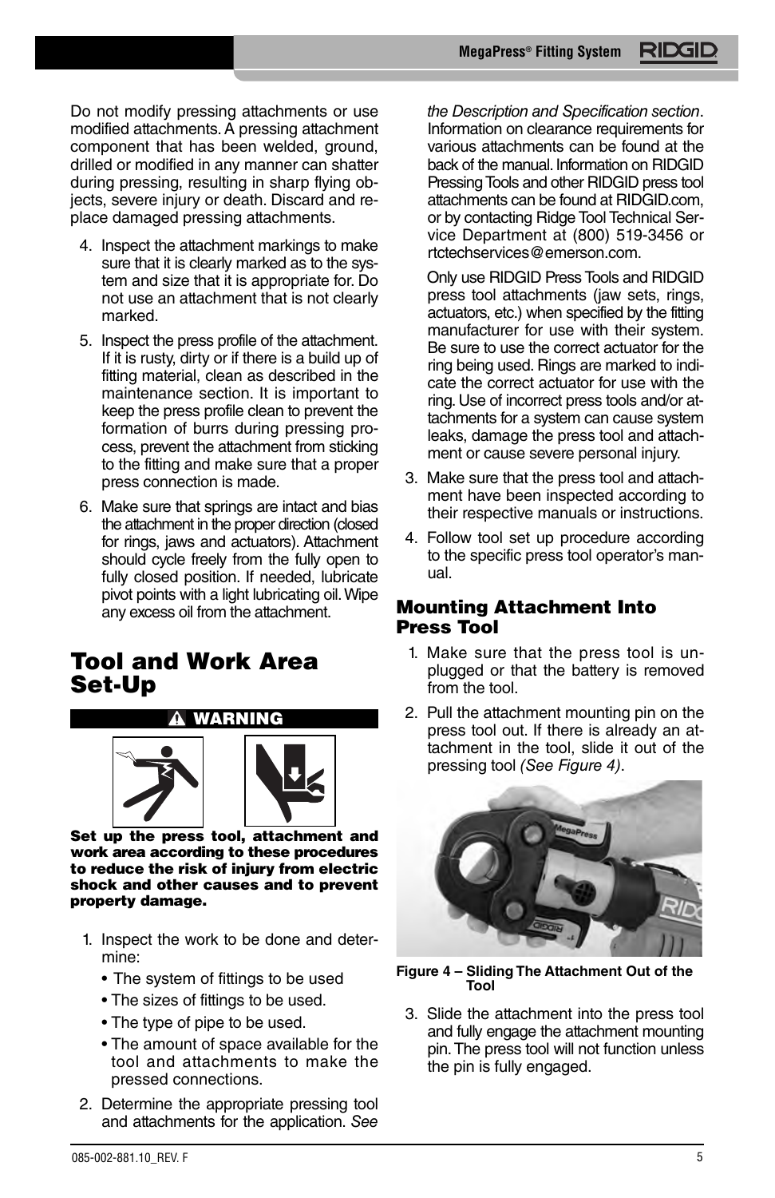Do not modify pressing attachments or use modified attachments. A pressing attachment component that has been welded, ground, drilled or modified in any manner can shatter during pressing, resulting in sharp flying objects, severe injury or death. Discard and replace damaged pressing attachments.

4. Inspect the attachment markings to make sure that it is clearly marked as to the system and size that it is appropriate for. Do not use an attachment that is not clearly marked.
5. Inspect the press profile of the attachment. If it is rusty, dirty or if there is a build up of fitting material, clean as described in the maintenance section. It is important to keep the press profile clean to prevent the formation of burrs during pressing process, prevent the attachment from sticking to the fitting and make sure that a proper press connection is made.
6. Make sure that springs are intact and bias the attachment in the proper direction (closed for rings, jaws and actuators). Attachment should cycle freely from the fully open to fully closed position. If needed, lubricate pivot points with a light lubricating oil. Wipe any excess oil from the attachment.

# Tool and Work Area Set-Up

**⚠ WARNING**

**Set up the press tool, attachment and work area according to these procedures to reduce the risk of injury from electric shock and other causes and to prevent property damage.**

1. Inspect the work to be done and determine:
   - The system of fittings to be used
   - The sizes of fittings to be used.
   - The type of pipe to be used.
   - The amount of space available for the tool and attachments to make the pressed connections.
2. Determine the appropriate pressing tool and attachments for the application. *See the Description and Specification section*. Information on clearance requirements for various attachments can be found at the back of the manual. Information on RIDGID Pressing Tools and other RIDGID press tool attachments can be found at RIDGID.com, or by contacting Ridge Tool Technical Service Department at (800) 519-3456 or rtctechservices@emerson.com.

   Only use RIDGID Press Tools and RIDGID press tool attachments (jaw sets, rings, actuators, etc.) when specified by the fitting manufacturer for use with their system. Be sure to use the correct actuator for the ring being used. Rings are marked to indicate the correct actuator for use with the ring. Use of incorrect press tools and/or attachments for a system can cause system leaks, damage the press tool and attachment or cause severe personal injury.
3. Make sure that the press tool and attachment have been inspected according to their respective manuals or instructions.
4. Follow tool set up procedure according to the specific press tool operator's manual.

## Mounting Attachment Into Press Tool

1. Make sure that the press tool is unplugged or that the battery is removed from the tool.
2. Pull the attachment mounting pin on the press tool out. If there is already an attachment in the tool, slide it out of the pressing tool *(See Figure 4)*.

**Figure 4 – Sliding The Attachment Out of the Tool**

3. Slide the attachment into the press tool and fully engage the attachment mounting pin. The press tool will not function unless the pin is fully engaged.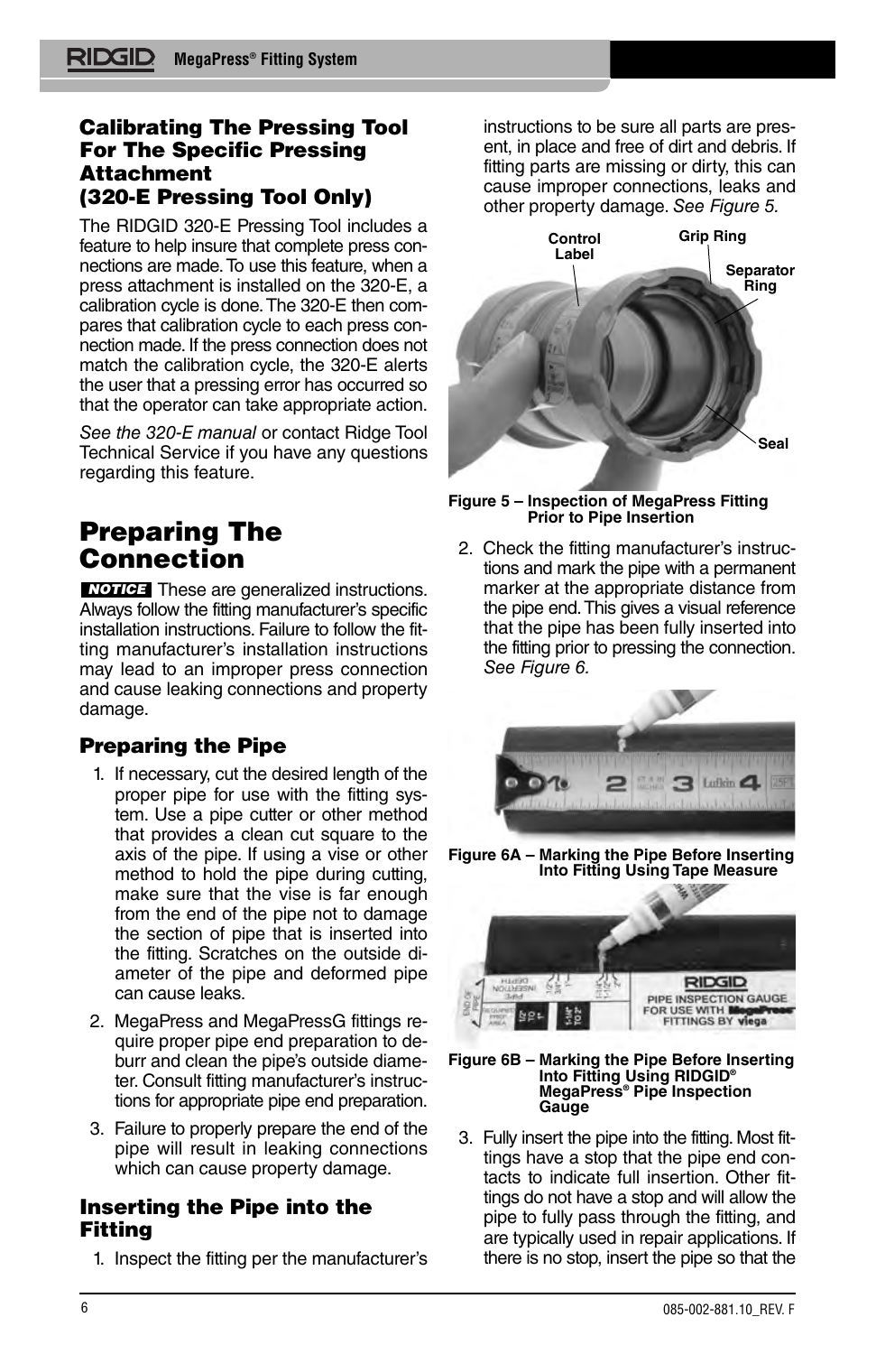## Calibrating The Pressing Tool For The Specific Pressing Attachment (320-E Pressing Tool Only)

The RIDGID 320-E Pressing Tool includes a feature to help insure that complete press connections are made. To use this feature, when a press attachment is installed on the 320-E, a calibration cycle is done. The 320-E then compares that calibration cycle to each press connection made. If the press connection does not match the calibration cycle, the 320-E alerts the user that a pressing error has occurred so that the operator can take appropriate action.

*See the 320-E manual* or contact Ridge Tool Technical Service if you have any questions regarding this feature.

# Preparing The Connection

**NOTICE** These are generalized instructions. Always follow the fitting manufacturer's specific installation instructions. Failure to follow the fitting manufacturer's installation instructions may lead to an improper press connection and cause leaking connections and property damage.

### Preparing the Pipe

1. If necessary, cut the desired length of the proper pipe for use with the fitting system. Use a pipe cutter or other method that provides a clean cut square to the axis of the pipe. If using a vise or other method to hold the pipe during cutting, make sure that the vise is far enough from the end of the pipe not to damage the section of pipe that is inserted into the fitting. Scratches on the outside diameter of the pipe and deformed pipe can cause leaks.
2. MegaPress and MegaPressG fittings require proper pipe end preparation to deburr and clean the pipe's outside diameter. Consult fitting manufacturer's instructions for appropriate pipe end preparation.
3. Failure to properly prepare the end of the pipe will result in leaking connections which can cause property damage.

### Inserting the Pipe into the Fitting

1. Inspect the fitting per the manufacturer's instructions to be sure all parts are present, in place and free of dirt and debris. If fitting parts are missing or dirty, this can cause improper connections, leaks and other property damage. *See Figure 5.*

Control Label, Grip Ring, Separator Ring, Seal

**Figure 5 – Inspection of MegaPress Fitting Prior to Pipe Insertion**

2. Check the fitting manufacturer's instructions and mark the pipe with a permanent marker at the appropriate distance from the pipe end. This gives a visual reference that the pipe has been fully inserted into the fitting prior to pressing the connection. *See Figure 6.*

**Figure 6A – Marking the Pipe Before Inserting Into Fitting Using Tape Measure**

**Figure 6B – Marking the Pipe Before Inserting Into Fitting Using RIDGID® MegaPress® Pipe Inspection Gauge**

3. Fully insert the pipe into the fitting. Most fittings have a stop that the pipe end contacts to indicate full insertion. Other fittings do not have a stop and will allow the pipe to fully pass through the fitting, and are typically used in repair applications. If there is no stop, insert the pipe so that the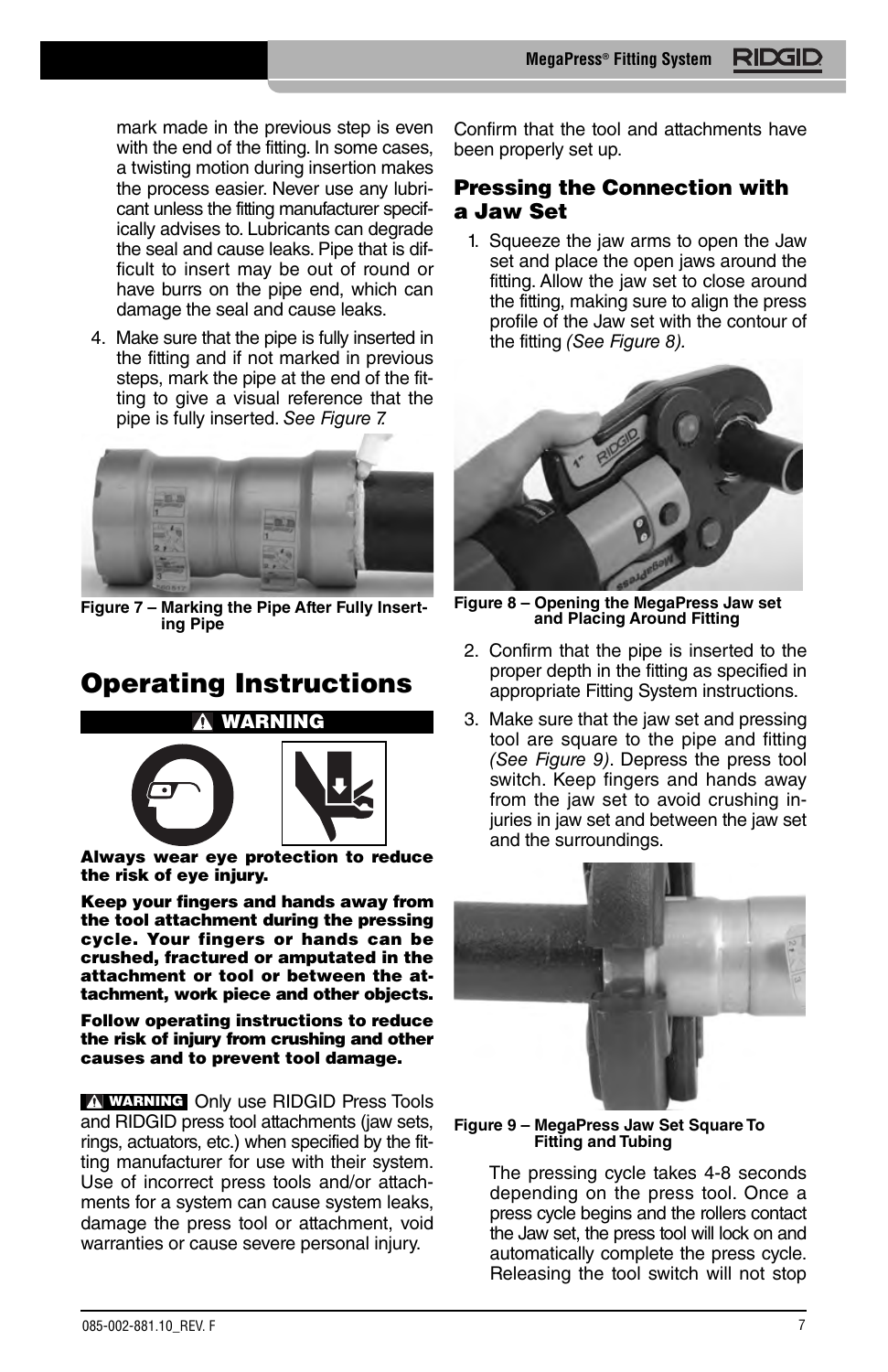mark made in the previous step is even with the end of the fitting. In some cases, a twisting motion during insertion makes the process easier. Never use any lubricant unless the fitting manufacturer specifically advises to. Lubricants can degrade the seal and cause leaks. Pipe that is difficult to insert may be out of round or have burrs on the pipe end, which can damage the seal and cause leaks.

4. Make sure that the pipe is fully inserted in the fitting and if not marked in previous steps, mark the pipe at the end of the fitting to give a visual reference that the pipe is fully inserted. *See Figure 7.*

**Figure 7 – Marking the Pipe After Fully Inserting Pipe**

# Operating Instructions

**⚠ WARNING**

**Always wear eye protection to reduce the risk of eye injury.**

**Keep your fingers and hands away from the tool attachment during the pressing cycle. Your fingers or hands can be crushed, fractured or amputated in the attachment or tool or between the attachment, work piece and other objects.**

**Follow operating instructions to reduce the risk of injury from crushing and other causes and to prevent tool damage.**

**⚠ WARNING** Only use RIDGID Press Tools and RIDGID press tool attachments (jaw sets, rings, actuators, etc.) when specified by the fitting manufacturer for use with their system. Use of incorrect press tools and/or attachments for a system can cause system leaks, damage the press tool or attachment, void warranties or cause severe personal injury.

Confirm that the tool and attachments have been properly set up.

## Pressing the Connection with a Jaw Set

1. Squeeze the jaw arms to open the Jaw set and place the open jaws around the fitting. Allow the jaw set to close around the fitting, making sure to align the press profile of the Jaw set with the contour of the fitting *(See Figure 8).*

**Figure 8 – Opening the MegaPress Jaw set and Placing Around Fitting**

2. Confirm that the pipe is inserted to the proper depth in the fitting as specified in appropriate Fitting System instructions.

3. Make sure that the jaw set and pressing tool are square to the pipe and fitting *(See Figure 9)*. Depress the press tool switch. Keep fingers and hands away from the jaw set to avoid crushing injuries in jaw set and between the jaw set and the surroundings.

**Figure 9 – MegaPress Jaw Set Square To Fitting and Tubing**

The pressing cycle takes 4-8 seconds depending on the press tool. Once a press cycle begins and the rollers contact the Jaw set, the press tool will lock on and automatically complete the press cycle. Releasing the tool switch will not stop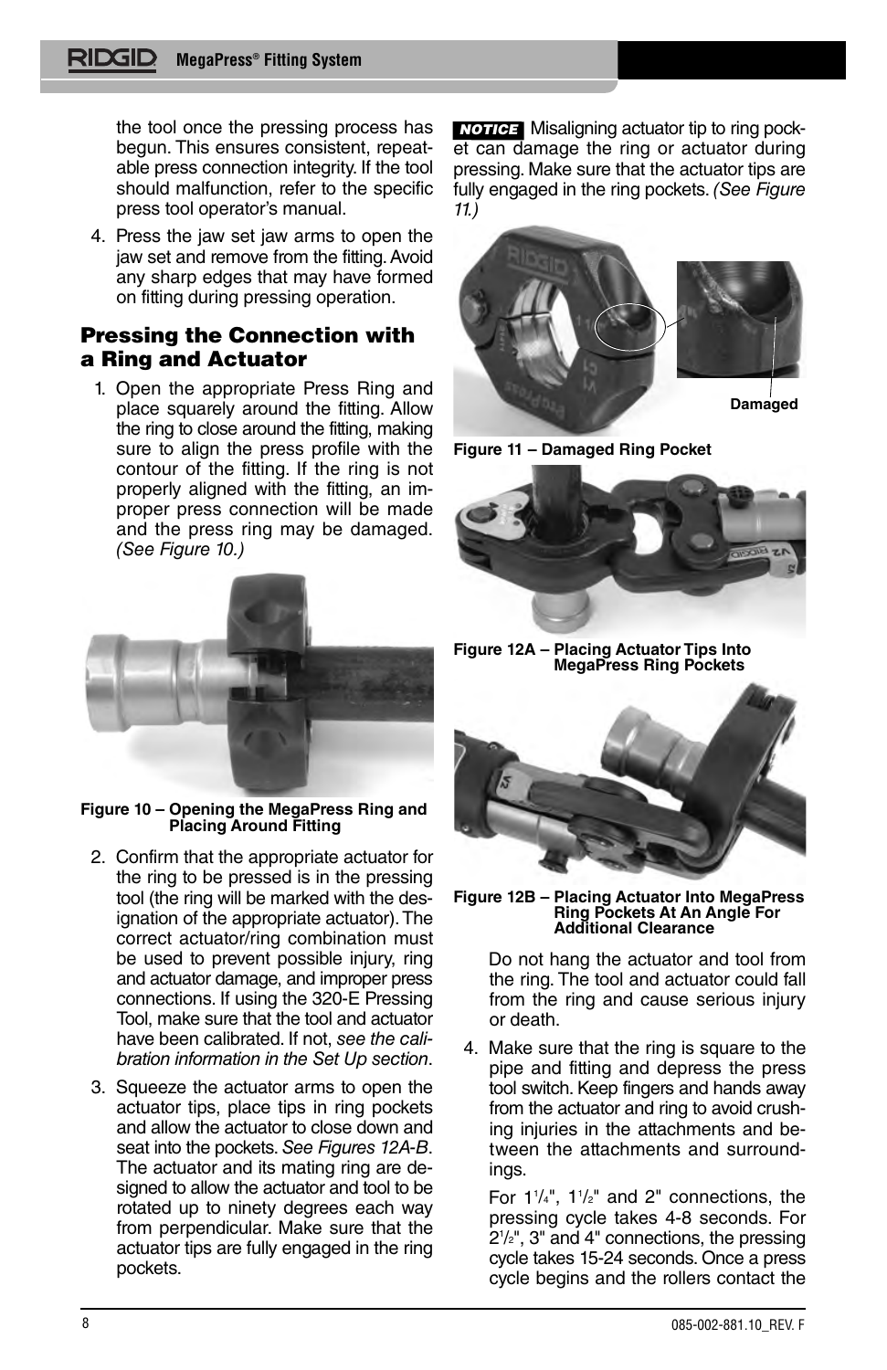the tool once the pressing process has begun. This ensures consistent, repeatable press connection integrity. If the tool should malfunction, refer to the specific press tool operator's manual.

4. Press the jaw set jaw arms to open the jaw set and remove from the fitting. Avoid any sharp edges that may have formed on fitting during pressing operation.

## Pressing the Connection with a Ring and Actuator

1. Open the appropriate Press Ring and place squarely around the fitting. Allow the ring to close around the fitting, making sure to align the press profile with the contour of the fitting. If the ring is not properly aligned with the fitting, an improper press connection will be made and the press ring may be damaged. *(See Figure 10.)*

**Figure 10 – Opening the MegaPress Ring and Placing Around Fitting**

2. Confirm that the appropriate actuator for the ring to be pressed is in the pressing tool (the ring will be marked with the designation of the appropriate actuator). The correct actuator/ring combination must be used to prevent possible injury, ring and actuator damage, and improper press connections. If using the 320-E Pressing Tool, make sure that the tool and actuator have been calibrated. If not, *see the calibration information in the Set Up section*.

3. Squeeze the actuator arms to open the actuator tips, place tips in ring pockets and allow the actuator to close down and seat into the pockets. *See Figures 12A-B*. The actuator and its mating ring are designed to allow the actuator and tool to be rotated up to ninety degrees each way from perpendicular. Make sure that the actuator tips are fully engaged in the ring pockets.

**NOTICE** Misaligning actuator tip to ring pocket can damage the ring or actuator during pressing. Make sure that the actuator tips are fully engaged in the ring pockets. *(See Figure 11.)*

Damaged

**Figure 11 – Damaged Ring Pocket**

**Figure 12A – Placing Actuator Tips Into MegaPress Ring Pockets**

**Figure 12B – Placing Actuator Into MegaPress Ring Pockets At An Angle For Additional Clearance**

Do not hang the actuator and tool from the ring. The tool and actuator could fall from the ring and cause serious injury or death.

4. Make sure that the ring is square to the pipe and fitting and depress the press tool switch. Keep fingers and hands away from the actuator and ring to avoid crushing injuries in the attachments and between the attachments and surroundings.

   For 1$^{1}/_{4}$", 1$^{1}/_{2}$" and 2" connections, the pressing cycle takes 4-8 seconds. For 2$^{1}/_{2}$", 3" and 4" connections, the pressing cycle takes 15-24 seconds. Once a press cycle begins and the rollers contact the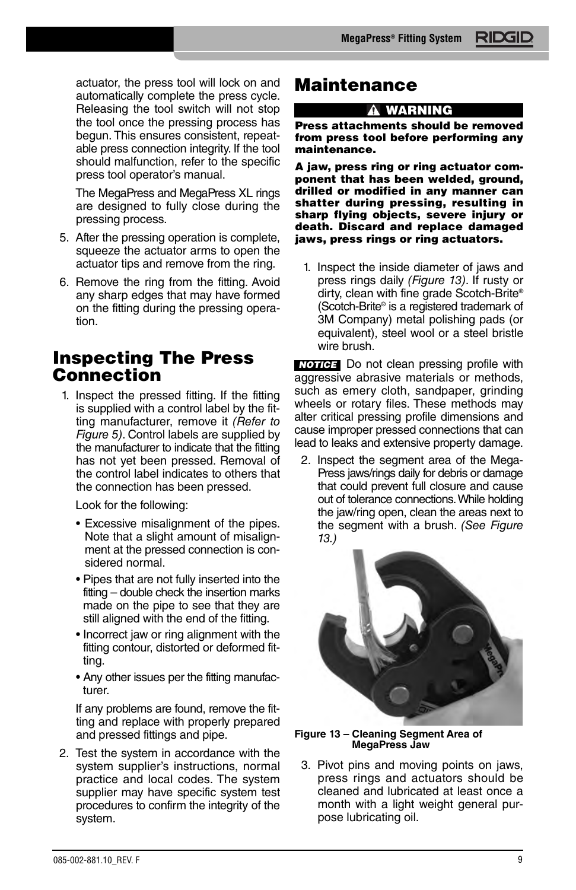actuator, the press tool will lock on and automatically complete the press cycle. Releasing the tool switch will not stop the tool once the pressing process has begun. This ensures consistent, repeatable press connection integrity. If the tool should malfunction, refer to the specific press tool operator's manual.

The MegaPress and MegaPress XL rings are designed to fully close during the pressing process.

5. After the pressing operation is complete, squeeze the actuator arms to open the actuator tips and remove from the ring.
6. Remove the ring from the fitting. Avoid any sharp edges that may have formed on the fitting during the pressing operation.

# Inspecting The Press Connection

1. Inspect the pressed fitting. If the fitting is supplied with a control label by the fitting manufacturer, remove it *(Refer to Figure 5)*. Control labels are supplied by the manufacturer to indicate that the fitting has not yet been pressed. Removal of the control label indicates to others that the connection has been pressed.

   Look for the following:

   - Excessive misalignment of the pipes. Note that a slight amount of misalignment at the pressed connection is considered normal.
   - Pipes that are not fully inserted into the fitting – double check the insertion marks made on the pipe to see that they are still aligned with the end of the fitting.
   - Incorrect jaw or ring alignment with the fitting contour, distorted or deformed fitting.
   - Any other issues per the fitting manufacturer.

   If any problems are found, remove the fitting and replace with properly prepared and pressed fittings and pipe.

2. Test the system in accordance with the system supplier's instructions, normal practice and local codes. The system supplier may have specific system test procedures to confirm the integrity of the system.

# Maintenance

**⚠ WARNING**

**Press attachments should be removed from press tool before performing any maintenance.**

**A jaw, press ring or ring actuator component that has been welded, ground, drilled or modified in any manner can shatter during pressing, resulting in sharp flying objects, severe injury or death. Discard and replace damaged jaws, press rings or ring actuators.**

1. Inspect the inside diameter of jaws and press rings daily *(Figure 13)*. If rusty or dirty, clean with fine grade Scotch-Brite® (Scotch-Brite® is a registered trademark of 3M Company) metal polishing pads (or equivalent), steel wool or a steel bristle wire brush.

**NOTICE** Do not clean pressing profile with aggressive abrasive materials or methods, such as emery cloth, sandpaper, grinding wheels or rotary files. These methods may alter critical pressing profile dimensions and cause improper pressed connections that can lead to leaks and extensive property damage.

2. Inspect the segment area of the MegaPress jaws/rings daily for debris or damage that could prevent full closure and cause out of tolerance connections. While holding the jaw/ring open, clean the areas next to the segment with a brush. *(See Figure 13.)*

**Figure 13 – Cleaning Segment Area of MegaPress Jaw**

3. Pivot pins and moving points on jaws, press rings and actuators should be cleaned and lubricated at least once a month with a light weight general purpose lubricating oil.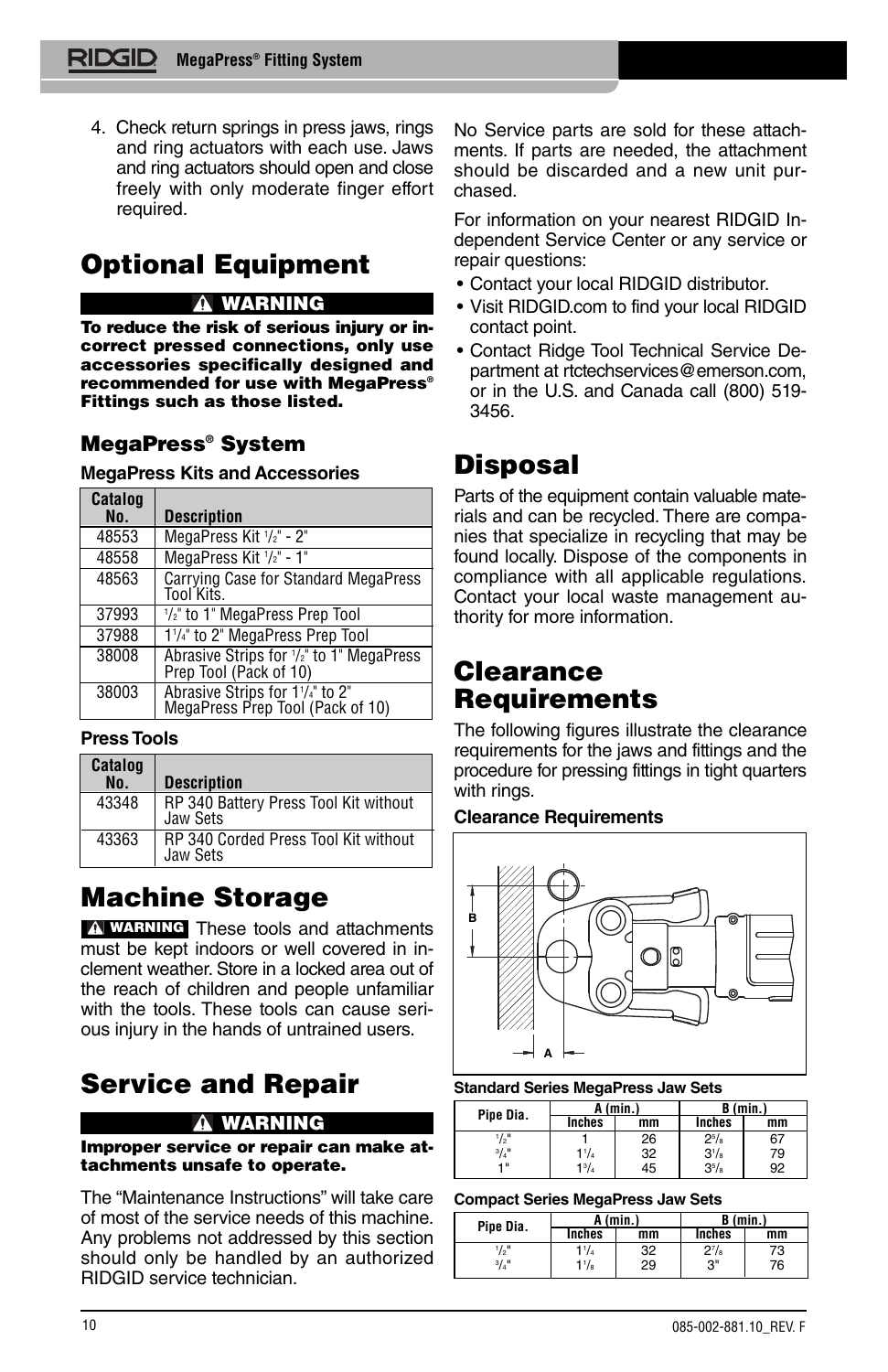4. Check return springs in press jaws, rings and ring actuators with each use. Jaws and ring actuators should open and close freely with only moderate finger effort required.

# Optional Equipment

**⚠ WARNING**

**To reduce the risk of serious injury or incorrect pressed connections, only use accessories specifically designed and recommended for use with MegaPress® Fittings such as those listed.**

### MegaPress® System

**MegaPress Kits and Accessories**

| Catalog No. | Description |
|---|---|
| 48553 | MegaPress Kit 1/2" - 2" |
| 48558 | MegaPress Kit 1/2" - 1" |
| 48563 | Carrying Case for Standard MegaPress Tool Kits. |
| 37993 | 1/2" to 1" MegaPress Prep Tool |
| 37988 | 1 1/4" to 2" MegaPress Prep Tool |
| 38008 | Abrasive Strips for 1/2" to 1" MegaPress Prep Tool (Pack of 10) |
| 38003 | Abrasive Strips for 1 1/4" to 2" MegaPress Prep Tool (Pack of 10) |

**Press Tools**

| Catalog No. | Description |
|---|---|
| 43348 | RP 340 Battery Press Tool Kit without Jaw Sets |
| 43363 | RP 340 Corded Press Tool Kit without Jaw Sets |

# Machine Storage

**⚠ WARNING** These tools and attachments must be kept indoors or well covered in inclement weather. Store in a locked area out of the reach of children and people unfamiliar with the tools. These tools can cause serious injury in the hands of untrained users.

# Service and Repair

**⚠ WARNING**

**Improper service or repair can make attachments unsafe to operate.**

The "Maintenance Instructions" will take care of most of the service needs of this machine. Any problems not addressed by this section should only be handled by an authorized RIDGID service technician.

No Service parts are sold for these attachments. If parts are needed, the attachment should be discarded and a new unit purchased.

For information on your nearest RIDGID Independent Service Center or any service or repair questions:

- Contact your local RIDGID distributor.
- Visit RIDGID.com to find your local RIDGID contact point.
- Contact Ridge Tool Technical Service Department at rtctechservices@emerson.com, or in the U.S. and Canada call (800) 519-3456.

# Disposal

Parts of the equipment contain valuable materials and can be recycled. There are companies that specialize in recycling that may be found locally. Dispose of the components in compliance with all applicable regulations. Contact your local waste management authority for more information.

# Clearance Requirements

The following figures illustrate the clearance requirements for the jaws and fittings and the procedure for pressing fittings in tight quarters with rings.

**Clearance Requirements**

B

A

**Standard Series MegaPress Jaw Sets**

| Pipe Dia. | A (min.) | | B (min.) | |
|---|---|---|---|---|
| | Inches | mm | Inches | mm |
| 1/2" | 1 | 26 | 2 5/8 | 67 |
| 3/4" | 1 1/4 | 32 | 3 1/8 | 79 |
| 1" | 1 3/4 | 45 | 3 5/8 | 92 |

**Compact Series MegaPress Jaw Sets**

| Pipe Dia. | A (min.) | | B (min.) | |
|---|---|---|---|---|
| | Inches | mm | Inches | mm |
| 1/2" | 1 1/4 | 32 | 2 7/8 | 73 |
| 3/4" | 1 1/8 | 29 | 3" | 76 |